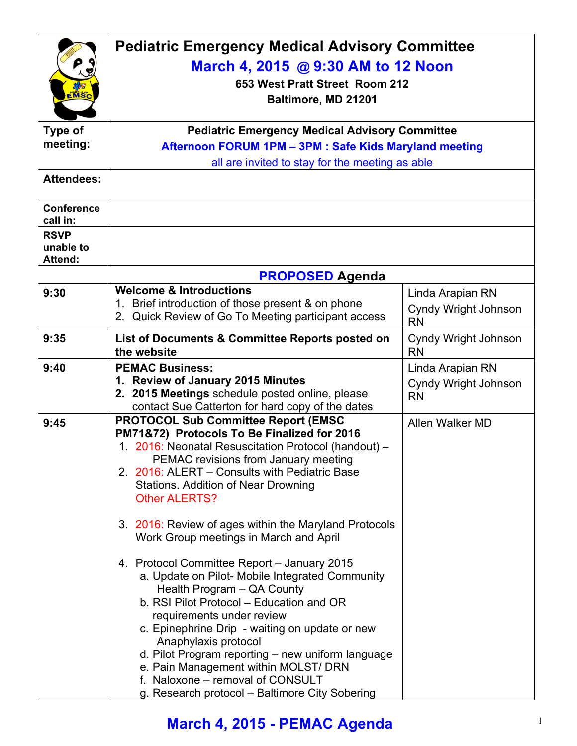# Pediatric Emergency Medical Advisory Committee

## March 4, 2015 @ 9:30 AM to 12 Noon

**653 West Pratt Street Room 212**

**Baltimore, MD 21201**

| | | |
|---|---|---|
| **Type of meeting:** | **Pediatric Emergency Medical Advisory Committee**<br>**Afternoon FORUM 1PM – 3PM : Safe Kids Maryland meeting**<br>all are invited to stay for the meeting as able | |
| **Attendees:** | | |
| **Conference call in:** | | |
| **RSVP unable to Attend:** | | |
| | **PROPOSED Agenda** | |
| **9:30** | **Welcome & Introductions**<br>1. Brief introduction of those present & on phone<br>2. Quick Review of Go To Meeting participant access | Linda Arapian RN<br>Cyndy Wright Johnson RN |
| **9:35** | **List of Documents & Committee Reports posted on the website** | Cyndy Wright Johnson RN |
| **9:40** | **PEMAC Business:**<br>**1. Review of January 2015 Minutes**<br>**2. 2015 Meetings** schedule posted online, please contact Sue Catterton for hard copy of the dates | Linda Arapian RN<br>Cyndy Wright Johnson RN |
| **9:45** | **PROTOCOL Sub Committee Report (EMSC PM71&72) Protocols To Be Finalized for 2016**<br>1. 2016: Neonatal Resuscitation Protocol (handout) – PEMAC revisions from January meeting<br>2. 2016: ALERT – Consults with Pediatric Base Stations. Addition of Near Drowning<br>Other ALERTS?<br>3. 2016: Review of ages within the Maryland Protocols Work Group meetings in March and April<br>4. Protocol Committee Report – January 2015<br>a. Update on Pilot- Mobile Integrated Community Health Program – QA County<br>b. RSI Pilot Protocol – Education and OR requirements under review<br>c. Epinephrine Drip - waiting on update or new Anaphylaxis protocol<br>d. Pilot Program reporting – new uniform language<br>e. Pain Management within MOLST/ DRN<br>f. Naloxone – removal of CONSULT<br>g. Research protocol – Baltimore City Sobering | Allen Walker MD |

**March 4, 2015 - PEMAC Agenda**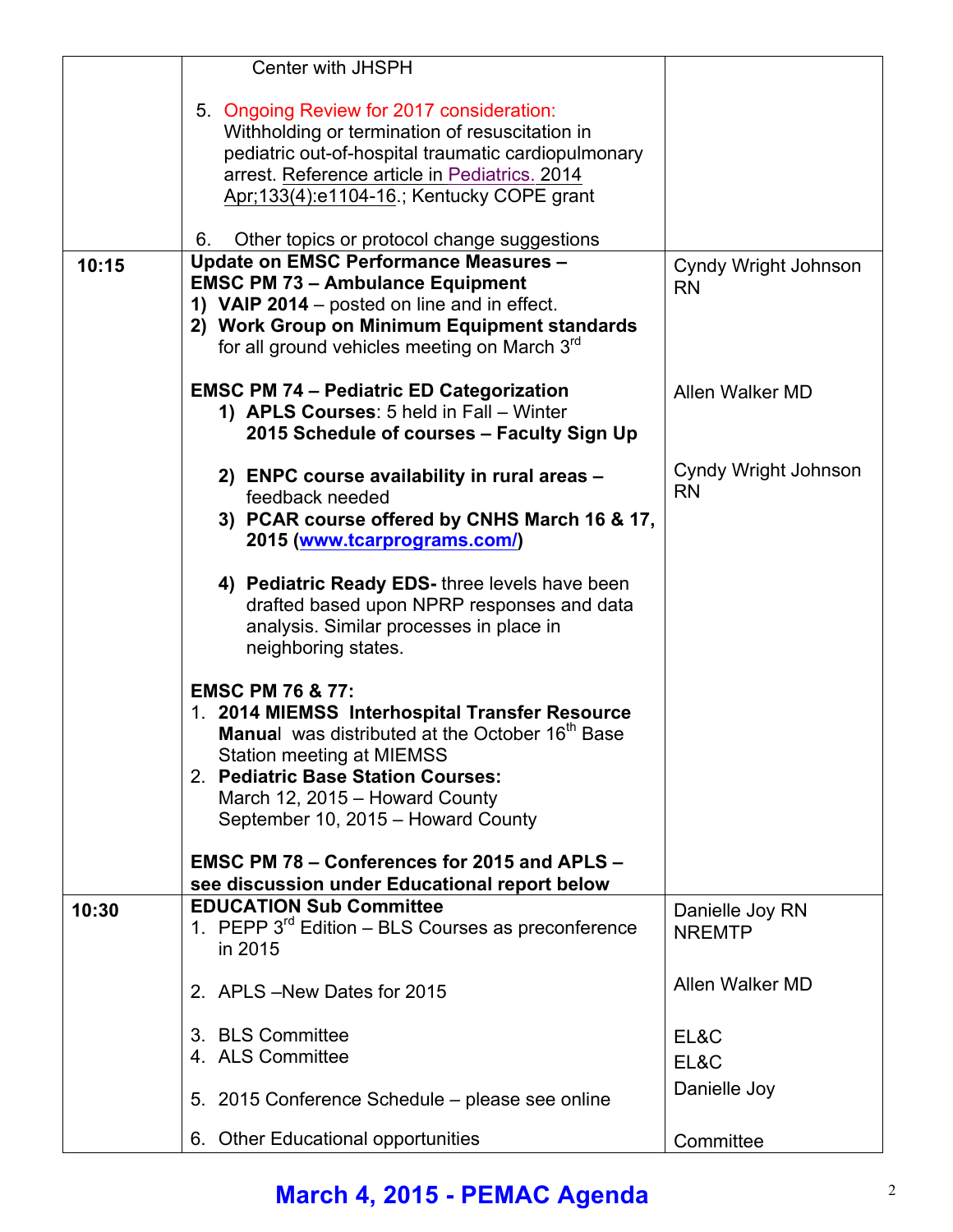| | | |
|---|---|---|
| | Center with JHSPH<br><br>5. Ongoing Review for 2017 consideration: Withholding or termination of resuscitation in pediatric out-of-hospital traumatic cardiopulmonary arrest. Reference article in Pediatrics. 2014 Apr;133(4):e1104-16.; Kentucky COPE grant<br><br>6. Other topics or protocol change suggestions | |
| **10:15** | **Update on EMSC Performance Measures – EMSC PM 73 – Ambulance Equipment**<br>**1) VAIP 2014** – posted on line and in effect.<br>**2) Work Group on Minimum Equipment standards** for all ground vehicles meeting on March 3rd<br><br>**EMSC PM 74 – Pediatric ED Categorization**<br>**1) APLS Courses**: 5 held in Fall – Winter **2015 Schedule of courses – Faculty Sign Up**<br><br>**2) ENPC course availability in rural areas** – feedback needed<br>**3) PCAR course offered by CNHS March 16 & 17, 2015 (www.tcarprograms.com/)**<br><br>**4) Pediatric Ready EDS-** three levels have been drafted based upon NPRP responses and data analysis. Similar processes in place in neighboring states.<br><br>**EMSC PM 76 & 77:**<br>1. **2014 MIEMSS Interhospital Transfer Resource Manual** was distributed at the October 16th Base Station meeting at MIEMSS<br>2. **Pediatric Base Station Courses:**<br>March 12, 2015 – Howard County<br>September 10, 2015 – Howard County<br><br>**EMSC PM 78 – Conferences for 2015 and APLS – see discussion under Educational report below** | Cyndy Wright Johnson RN<br><br><br><br>Allen Walker MD<br><br><br>Cyndy Wright Johnson RN |
| **10:30** | **EDUCATION Sub Committee**<br>1. PEPP 3rd Edition – BLS Courses as preconference in 2015<br><br>2. APLS –New Dates for 2015<br><br>3. BLS Committee<br>4. ALS Committee<br><br>5. 2015 Conference Schedule – please see online<br><br>6. Other Educational opportunities | Danielle Joy RN NREMTP<br><br>Allen Walker MD<br><br>EL&C<br>EL&C<br>Danielle Joy<br><br>Committee |

**March 4, 2015 - PEMAC Agenda**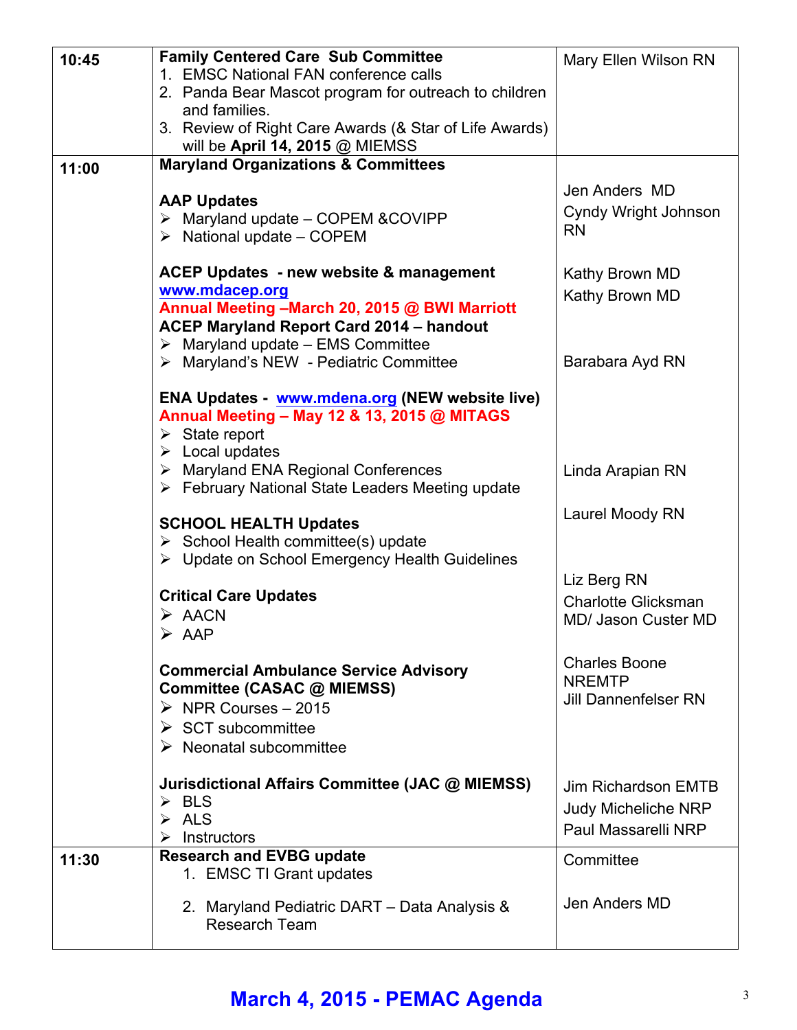| | | |
|---|---|---|
| 10:45 | **Family Centered Care Sub Committee**<br>1. EMSC National FAN conference calls<br>2. Panda Bear Mascot program for outreach to children and families.<br>3. Review of Right Care Awards (& Star of Life Awards) will be **April 14, 2015** @ MIEMSS | Mary Ellen Wilson RN |
| 11:00 | **Maryland Organizations & Committees**<br><br>**AAP Updates**<br>➢ Maryland update – COPEM &COVIPP<br>➢ National update – COPEM<br><br>**ACEP Updates - new website & management**<br>**www.mdacep.org**<br>**Annual Meeting –March 20, 2015 @ BWI Marriott**<br>**ACEP Maryland Report Card 2014 – handout**<br>➢ Maryland update – EMS Committee<br>➢ Maryland's NEW - Pediatric Committee<br><br>**ENA Updates - www.mdena.org (NEW website live)**<br>**Annual Meeting – May 12 & 13, 2015 @ MITAGS**<br>➢ State report<br>➢ Local updates<br>➢ Maryland ENA Regional Conferences<br>➢ February National State Leaders Meeting update<br><br>**SCHOOL HEALTH Updates**<br>➢ School Health committee(s) update<br>➢ Update on School Emergency Health Guidelines<br><br>**Critical Care Updates**<br>➢ AACN<br>➢ AAP<br><br>**Commercial Ambulance Service Advisory Committee (CASAC @ MIEMSS)**<br>➢ NPR Courses – 2015<br>➢ SCT subcommittee<br>➢ Neonatal subcommittee<br><br>**Jurisdictional Affairs Committee (JAC @ MIEMSS)**<br>➢ BLS<br>➢ ALS<br>➢ Instructors | Jen Anders MD<br>Cyndy Wright Johnson RN<br><br>Kathy Brown MD<br>Kathy Brown MD<br><br>Barabara Ayd RN<br><br>Linda Arapian RN<br><br>Laurel Moody RN<br><br>Liz Berg RN<br>Charlotte Glicksman MD/ Jason Custer MD<br><br>Charles Boone NREMTP<br>Jill Dannenfelser RN<br><br>Jim Richardson EMTB<br>Judy Micheliche NRP<br>Paul Massarelli NRP |
| 11:30 | **Research and EVBG update**<br>1. EMSC TI Grant updates<br><br>2. Maryland Pediatric DART – Data Analysis & Research Team | Committee<br><br>Jen Anders MD |

**March 4, 2015 - PEMAC Agenda**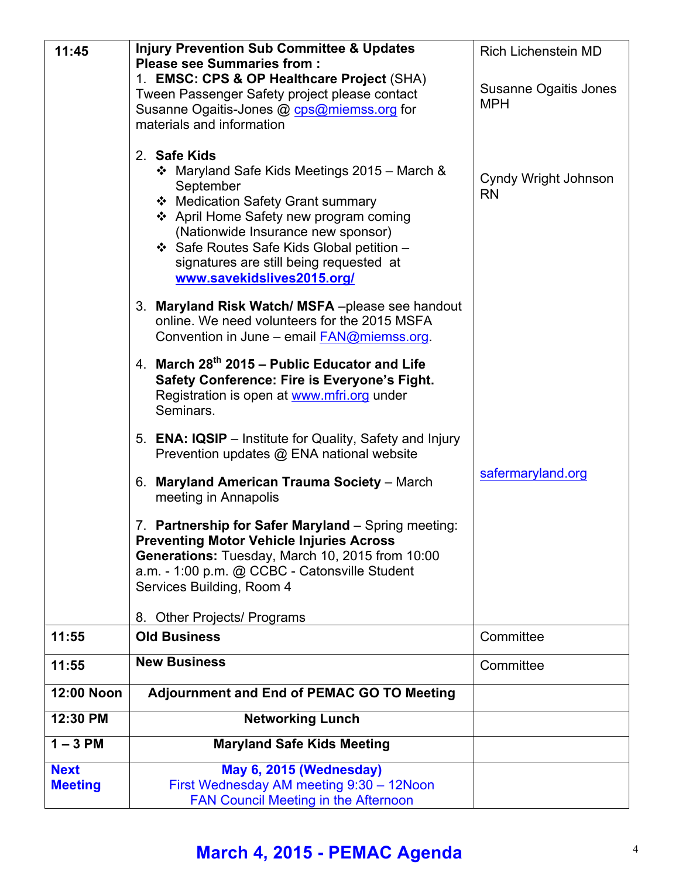| | | |
|---|---|---|
| 11:45 | **Injury Prevention Sub Committee & Updates**<br>**Please see Summaries from :**<br>1. **EMSC: CPS & OP Healthcare Project** (SHA) Tween Passenger Safety project please contact Susanne Ogaitis-Jones @ cps@miemss.org for materials and information<br><br>2. **Safe Kids**<br>❖ Maryland Safe Kids Meetings 2015 – March & September<br>❖ Medication Safety Grant summary<br>❖ April Home Safety new program coming (Nationwide Insurance new sponsor)<br>❖ Safe Routes Safe Kids Global petition – signatures are still being requested at **www.savekidslives2015.org/**<br><br>3. **Maryland Risk Watch/ MSFA** –please see handout online. We need volunteers for the 2015 MSFA Convention in June – email FAN@miemss.org.<br><br>4. **March 28th 2015 – Public Educator and Life Safety Conference: Fire is Everyone's Fight.** Registration is open at www.mfri.org under Seminars.<br><br>5. **ENA: IQSIP** – Institute for Quality, Safety and Injury Prevention updates @ ENA national website<br><br>6. **Maryland American Trauma Society** – March meeting in Annapolis<br><br>7. **Partnership for Safer Maryland** – Spring meeting: **Preventing Motor Vehicle Injuries Across Generations:** Tuesday, March 10, 2015 from 10:00 a.m. - 1:00 p.m. @ CCBC - Catonsville Student Services Building, Room 4<br><br>8. Other Projects/ Programs | Rich Lichenstein MD<br><br>Susanne Ogaitis Jones MPH<br><br>Cyndy Wright Johnson RN<br><br>safermaryland.org |
| 11:55 | **Old Business** | Committee |
| 11:55 | **New Business** | Committee |
| 12:00 Noon | **Adjournment and End of PEMAC GO TO Meeting** | |
| 12:30 PM | **Networking Lunch** | |
| 1 – 3 PM | **Maryland Safe Kids Meeting** | |
| **Next Meeting** | **May 6, 2015 (Wednesday)**<br>First Wednesday AM meeting 9:30 – 12Noon<br>FAN Council Meeting in the Afternoon | |

**March 4, 2015 - PEMAC Agenda**